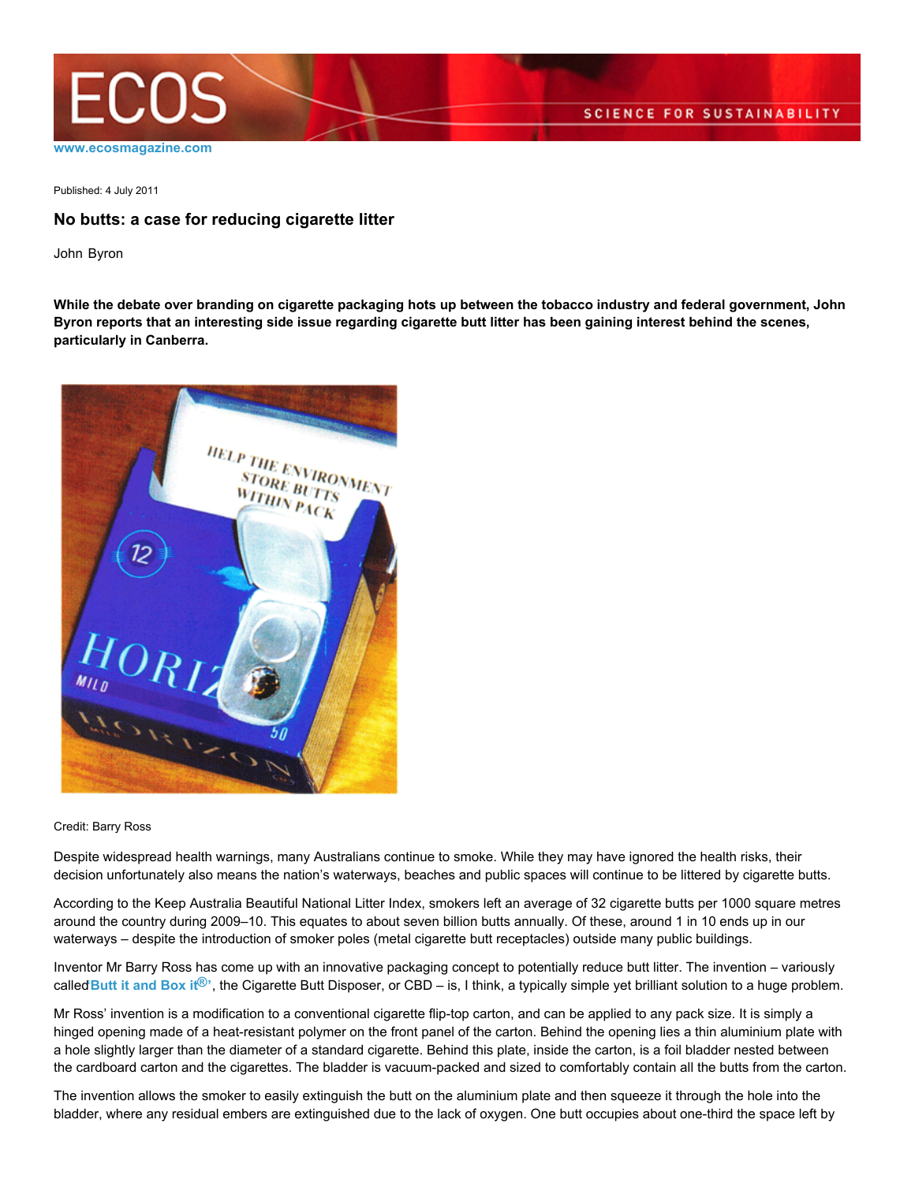www.ecosmagazine.com

Published: 4 July 2011

# No butts: a case for reducing cigarette litter

John Byron

**While the debate over branding on cigarette packaging hots up between the tobacco industry and federal government, John Byron reports that an interesting side issue regarding cigarette butt litter has been gaining interest behind the scenes, particularly in Canberra.**

Credit: Barry Ross

Despite widespread health warnings, many Australians continue to smoke. While they may have ignored the health risks, their decision unfortunately also means the nation's waterways, beaches and public spaces will continue to be littered by cigarette butts.

According to the Keep Australia Beautiful National Litter Index, smokers left an average of 32 cigarette butts per 1000 square metres around the country during 2009–10. This equates to about seven billion butts annually. Of these, around 1 in 10 ends up in our waterways – despite the introduction of smoker poles (metal cigarette butt receptacles) outside many public buildings.

Inventor Mr Barry Ross has come up with an innovative packaging concept to potentially reduce butt litter. The invention – variously called'**Butt it and Box it®'**, the Cigarette Butt Disposer, or CBD – is, I think, a typically simple yet brilliant solution to a huge problem.

Mr Ross' invention is a modification to a conventional cigarette flip-top carton, and can be applied to any pack size. It is simply a hinged opening made of a heat-resistant polymer on the front panel of the carton. Behind the opening lies a thin aluminium plate with a hole slightly larger than the diameter of a standard cigarette. Behind this plate, inside the carton, is a foil bladder nested between the cardboard carton and the cigarettes. The bladder is vacuum-packed and sized to comfortably contain all the butts from the carton.

The invention allows the smoker to easily extinguish the butt on the aluminium plate and then squeeze it through the hole into the bladder, where any residual embers are extinguished due to the lack of oxygen. One butt occupies about one-third the space left by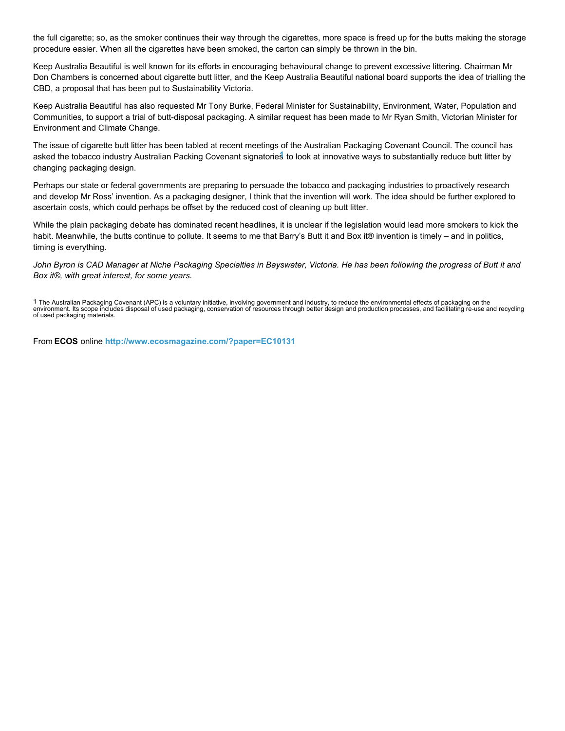the full cigarette; so, as the smoker continues their way through the cigarettes, more space is freed up for the butts making the storage procedure easier. When all the cigarettes have been smoked, the carton can simply be thrown in the bin.

Keep Australia Beautiful is well known for its efforts in encouraging behavioural change to prevent excessive littering. Chairman Mr Don Chambers is concerned about cigarette butt litter, and the Keep Australia Beautiful national board supports the idea of trialling the CBD, a proposal that has been put to Sustainability Victoria.

Keep Australia Beautiful has also requested Mr Tony Burke, Federal Minister for Sustainability, Environment, Water, Population and Communities, to support a trial of butt-disposal packaging. A similar request has been made to Mr Ryan Smith, Victorian Minister for Environment and Climate Change.

The issue of cigarette butt litter has been tabled at recent meetings of the Australian Packaging Covenant Council. The council has asked the tobacco industry Australian Packing Covenant signatories[1] to look at innovative ways to substantially reduce butt litter by changing packaging design.

Perhaps our state or federal governments are preparing to persuade the tobacco and packaging industries to proactively research and develop Mr Ross' invention. As a packaging designer, I think that the invention will work. The idea should be further explored to ascertain costs, which could perhaps be offset by the reduced cost of cleaning up butt litter.

While the plain packaging debate has dominated recent headlines, it is unclear if the legislation would lead more smokers to kick the habit. Meanwhile, the butts continue to pollute. It seems to me that Barry's Butt it and Box it® invention is timely – and in politics, timing is everything.

*John Byron is CAD Manager at Niche Packaging Specialties in Bayswater, Victoria. He has been following the progress of Butt it and Box it®, with great interest, for some years.*

1 The Australian Packaging Covenant (APC) is a voluntary initiative, involving government and industry, to reduce the environmental effects of packaging on the environment. Its scope includes disposal of used packaging, conservation of resources through better design and production processes, and facilitating re-use and recycling of used packaging materials.

From **ECOS** online **http://www.ecosmagazine.com/?paper=EC10131**